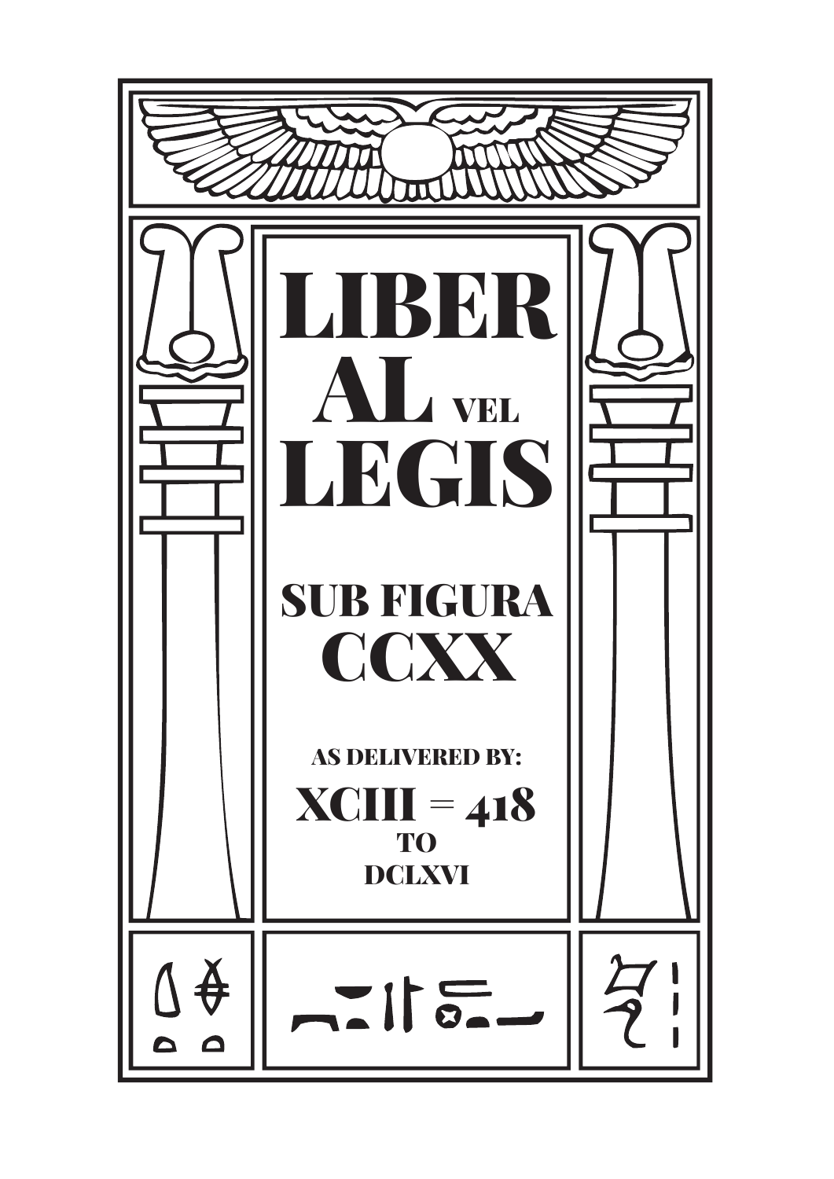# LIBER AL vel LEGIS

## SUB FIGURA CCXX

AS DELIVERED BY:

XCIII = 418

TO

DCLXVI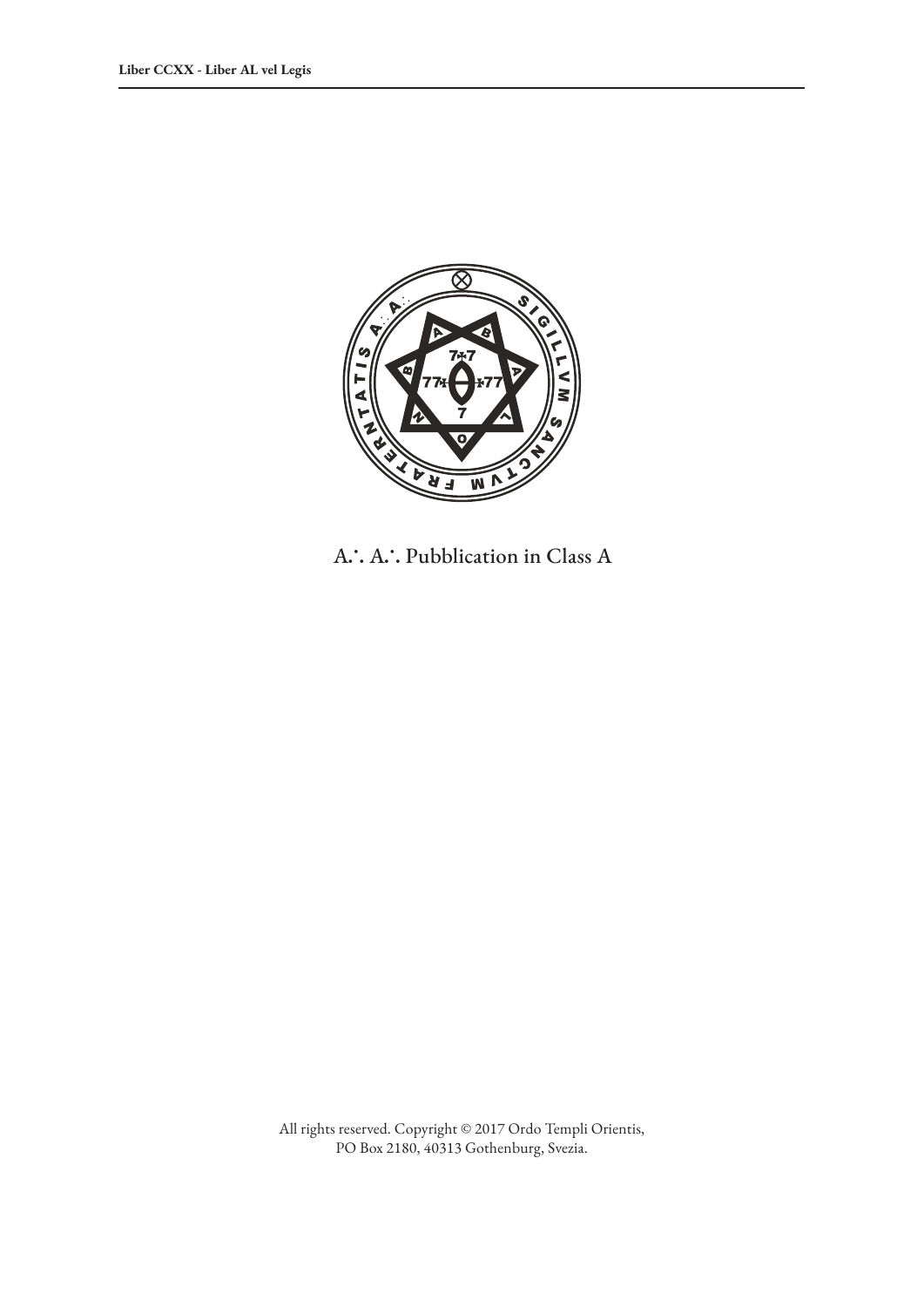A∴ A∴ Pubblication in Class A

All rights reserved. Copyright © 2017 Ordo Templi Orientis,
PO Box 2180, 40313 Gothenburg, Svezia.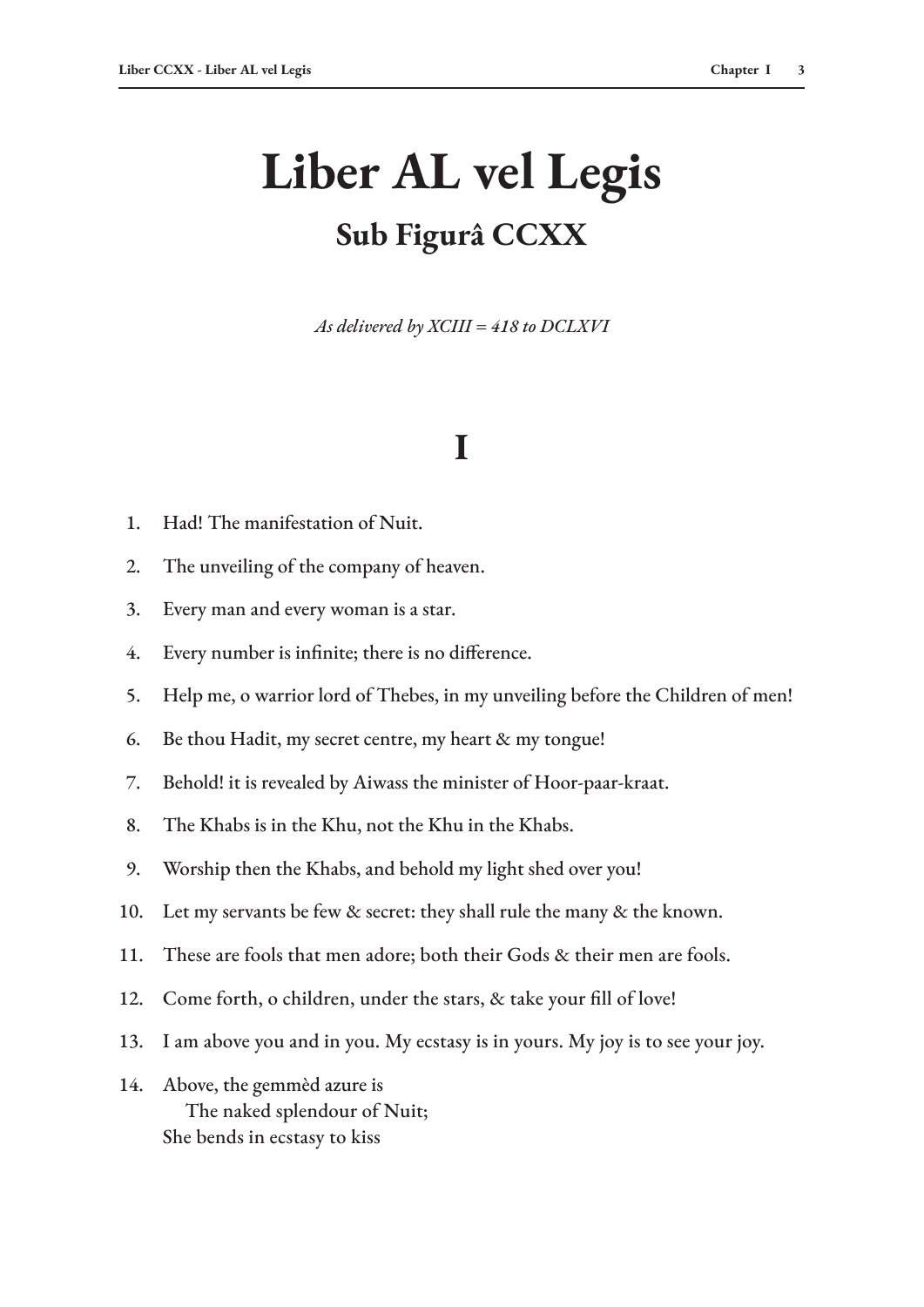# Liber AL vel Legis

## Sub Figurâ CCXX

*As delivered by XCIII = 418 to DCLXVI*

## I

1. Had! The manifestation of Nuit.
2. The unveiling of the company of heaven.
3. Every man and every woman is a star.
4. Every number is infinite; there is no difference.
5. Help me, o warrior lord of Thebes, in my unveiling before the Children of men!
6. Be thou Hadit, my secret centre, my heart & my tongue!
7. Behold! it is revealed by Aiwass the minister of Hoor-paar-kraat.
8. The Khabs is in the Khu, not the Khu in the Khabs.
9. Worship then the Khabs, and behold my light shed over you!
10. Let my servants be few & secret: they shall rule the many & the known.
11. These are fools that men adore; both their Gods & their men are fools.
12. Come forth, o children, under the stars, & take your fill of love!
13. I am above you and in you. My ecstasy is in yours. My joy is to see your joy.
14. Above, the gemmèd azure is  
    The naked splendour of Nuit;  
    She bends in ecstasy to kiss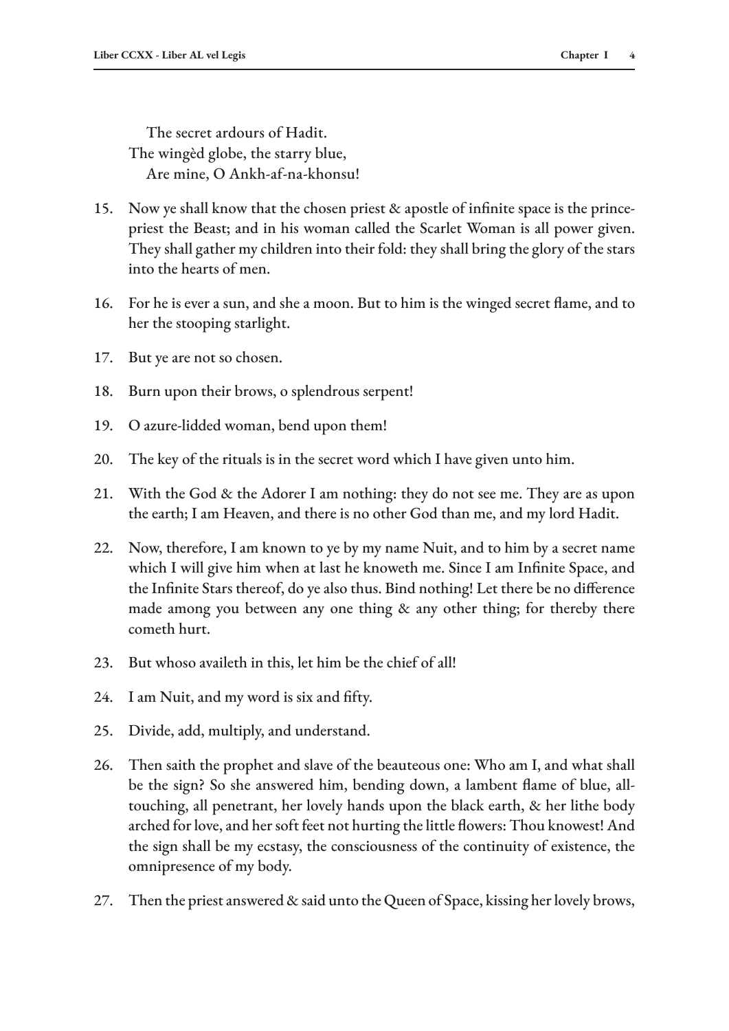The secret ardours of Hadit.
The wingèd globe, the starry blue,
Are mine, O Ankh-af-na-khonsu!

15. Now ye shall know that the chosen priest & apostle of infinite space is the prince-priest the Beast; and in his woman called the Scarlet Woman is all power given. They shall gather my children into their fold: they shall bring the glory of the stars into the hearts of men.

16. For he is ever a sun, and she a moon. But to him is the winged secret flame, and to her the stooping starlight.

17. But ye are not so chosen.

18. Burn upon their brows, o splendrous serpent!

19. O azure-lidded woman, bend upon them!

20. The key of the rituals is in the secret word which I have given unto him.

21. With the God & the Adorer I am nothing: they do not see me. They are as upon the earth; I am Heaven, and there is no other God than me, and my lord Hadit.

22. Now, therefore, I am known to ye by my name Nuit, and to him by a secret name which I will give him when at last he knoweth me. Since I am Infinite Space, and the Infinite Stars thereof, do ye also thus. Bind nothing! Let there be no difference made among you between any one thing & any other thing; for thereby there cometh hurt.

23. But whoso availeth in this, let him be the chief of all!

24. I am Nuit, and my word is six and fifty.

25. Divide, add, multiply, and understand.

26. Then saith the prophet and slave of the beauteous one: Who am I, and what shall be the sign? So she answered him, bending down, a lambent flame of blue, all-touching, all penetrant, her lovely hands upon the black earth, & her lithe body arched for love, and her soft feet not hurting the little flowers: Thou knowest! And the sign shall be my ecstasy, the consciousness of the continuity of existence, the omnipresence of my body.

27. Then the priest answered & said unto the Queen of Space, kissing her lovely brows,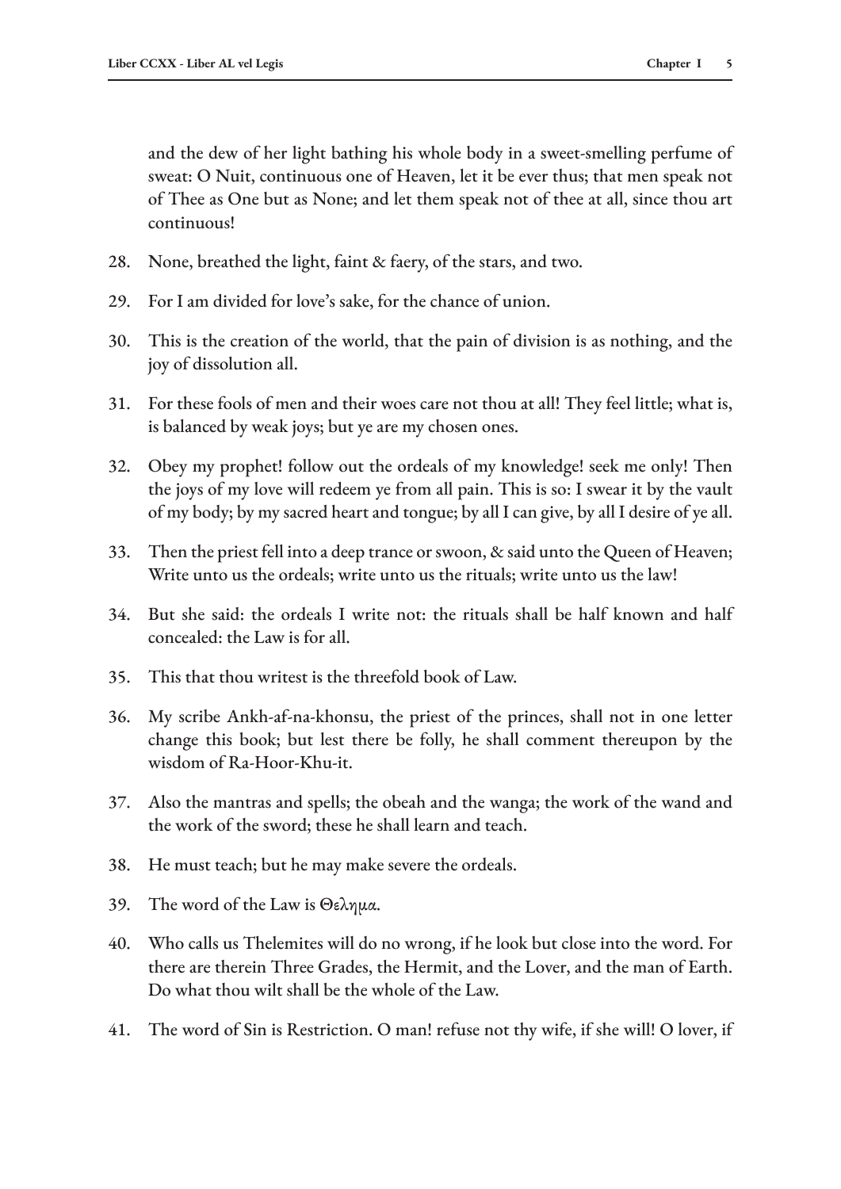and the dew of her light bathing his whole body in a sweet-smelling perfume of sweat: O Nuit, continuous one of Heaven, let it be ever thus; that men speak not of Thee as One but as None; and let them speak not of thee at all, since thou art continuous!

28. None, breathed the light, faint & faery, of the stars, and two.

29. For I am divided for love's sake, for the chance of union.

30. This is the creation of the world, that the pain of division is as nothing, and the joy of dissolution all.

31. For these fools of men and their woes care not thou at all! They feel little; what is, is balanced by weak joys; but ye are my chosen ones.

32. Obey my prophet! follow out the ordeals of my knowledge! seek me only! Then the joys of my love will redeem ye from all pain. This is so: I swear it by the vault of my body; by my sacred heart and tongue; by all I can give, by all I desire of ye all.

33. Then the priest fell into a deep trance or swoon, & said unto the Queen of Heaven; Write unto us the ordeals; write unto us the rituals; write unto us the law!

34. But she said: the ordeals I write not: the rituals shall be half known and half concealed: the Law is for all.

35. This that thou writest is the threefold book of Law.

36. My scribe Ankh-af-na-khonsu, the priest of the princes, shall not in one letter change this book; but lest there be folly, he shall comment thereupon by the wisdom of Ra-Hoor-Khu-it.

37. Also the mantras and spells; the obeah and the wanga; the work of the wand and the work of the sword; these he shall learn and teach.

38. He must teach; but he may make severe the ordeals.

39. The word of the Law is Θελημα.

40. Who calls us Thelemites will do no wrong, if he look but close into the word. For there are therein Three Grades, the Hermit, and the Lover, and the man of Earth. Do what thou wilt shall be the whole of the Law.

41. The word of Sin is Restriction. O man! refuse not thy wife, if she will! O lover, if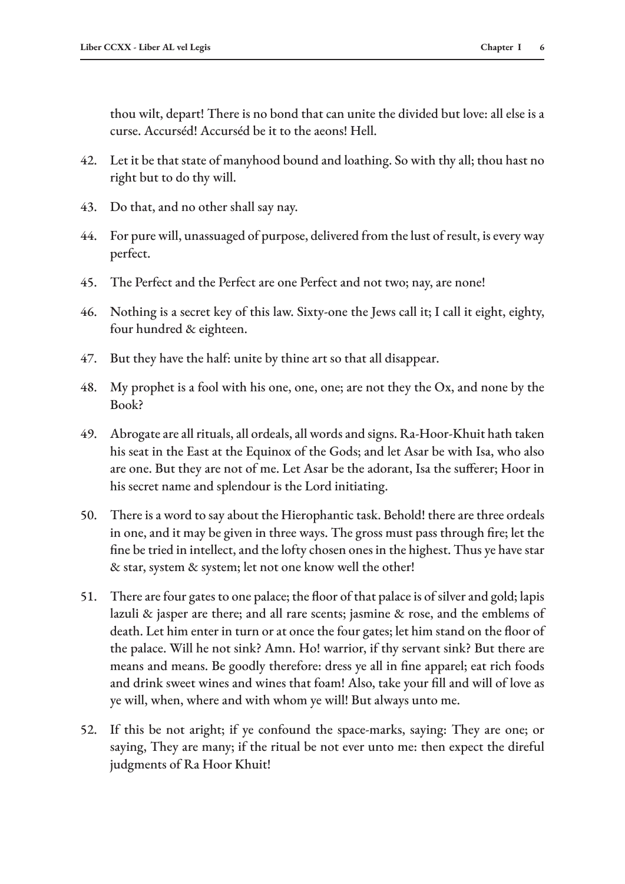thou wilt, depart! There is no bond that can unite the divided but love: all else is a curse. Accurséd! Accurséd be it to the aeons! Hell.

42. Let it be that state of manyhood bound and loathing. So with thy all; thou hast no right but to do thy will.

43. Do that, and no other shall say nay.

44. For pure will, unassuaged of purpose, delivered from the lust of result, is every way perfect.

45. The Perfect and the Perfect are one Perfect and not two; nay, are none!

46. Nothing is a secret key of this law. Sixty-one the Jews call it; I call it eight, eighty, four hundred & eighteen.

47. But they have the half: unite by thine art so that all disappear.

48. My prophet is a fool with his one, one, one; are not they the Ox, and none by the Book?

49. Abrogate are all rituals, all ordeals, all words and signs. Ra-Hoor-Khuit hath taken his seat in the East at the Equinox of the Gods; and let Asar be with Isa, who also are one. But they are not of me. Let Asar be the adorant, Isa the sufferer; Hoor in his secret name and splendour is the Lord initiating.

50. There is a word to say about the Hierophantic task. Behold! there are three ordeals in one, and it may be given in three ways. The gross must pass through fire; let the fine be tried in intellect, and the lofty chosen ones in the highest. Thus ye have star & star, system & system; let not one know well the other!

51. There are four gates to one palace; the floor of that palace is of silver and gold; lapis lazuli & jasper are there; and all rare scents; jasmine & rose, and the emblems of death. Let him enter in turn or at once the four gates; let him stand on the floor of the palace. Will he not sink? Amn. Ho! warrior, if thy servant sink? But there are means and means. Be goodly therefore: dress ye all in fine apparel; eat rich foods and drink sweet wines and wines that foam! Also, take your fill and will of love as ye will, when, where and with whom ye will! But always unto me.

52. If this be not aright; if ye confound the space-marks, saying: They are one; or saying, They are many; if the ritual be not ever unto me: then expect the direful judgments of Ra Hoor Khuit!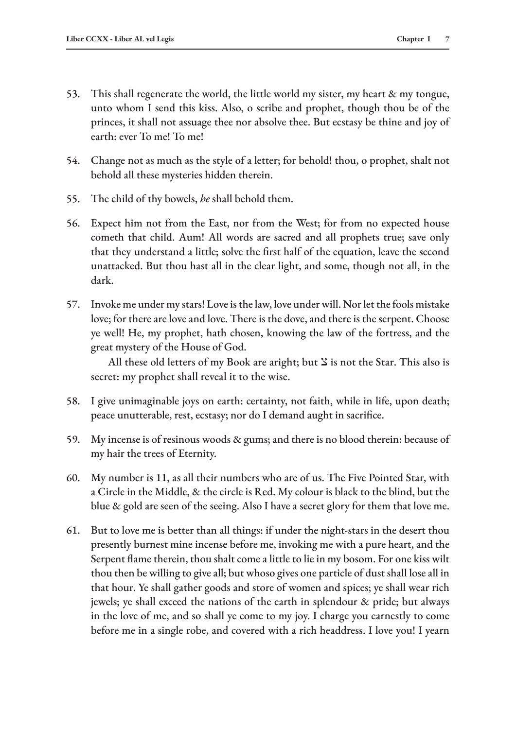53. This shall regenerate the world, the little world my sister, my heart & my tongue, unto whom I send this kiss. Also, o scribe and prophet, though thou be of the princes, it shall not assuage thee nor absolve thee. But ecstasy be thine and joy of earth: ever To me! To me!

54. Change not as much as the style of a letter; for behold! thou, o prophet, shalt not behold all these mysteries hidden therein.

55. The child of thy bowels, *he* shall behold them.

56. Expect him not from the East, nor from the West; for from no expected house cometh that child. Aum! All words are sacred and all prophets true; save only that they understand a little; solve the first half of the equation, leave the second unattacked. But thou hast all in the clear light, and some, though not all, in the dark.

57. Invoke me under my stars! Love is the law, love under will. Nor let the fools mistake love; for there are love and love. There is the dove, and there is the serpent. Choose ye well! He, my prophet, hath chosen, knowing the law of the fortress, and the great mystery of the House of God.

    All these old letters of my Book are aright; but צ is not the Star. This also is secret: my prophet shall reveal it to the wise.

58. I give unimaginable joys on earth: certainty, not faith, while in life, upon death; peace unutterable, rest, ecstasy; nor do I demand aught in sacrifice.

59. My incense is of resinous woods & gums; and there is no blood therein: because of my hair the trees of Eternity.

60. My number is 11, as all their numbers who are of us. The Five Pointed Star, with a Circle in the Middle, & the circle is Red. My colour is black to the blind, but the blue & gold are seen of the seeing. Also I have a secret glory for them that love me.

61. But to love me is better than all things: if under the night-stars in the desert thou presently burnest mine incense before me, invoking me with a pure heart, and the Serpent flame therein, thou shalt come a little to lie in my bosom. For one kiss wilt thou then be willing to give all; but whoso gives one particle of dust shall lose all in that hour. Ye shall gather goods and store of women and spices; ye shall wear rich jewels; ye shall exceed the nations of the earth in splendour & pride; but always in the love of me, and so shall ye come to my joy. I charge you earnestly to come before me in a single robe, and covered with a rich headdress. I love you! I yearn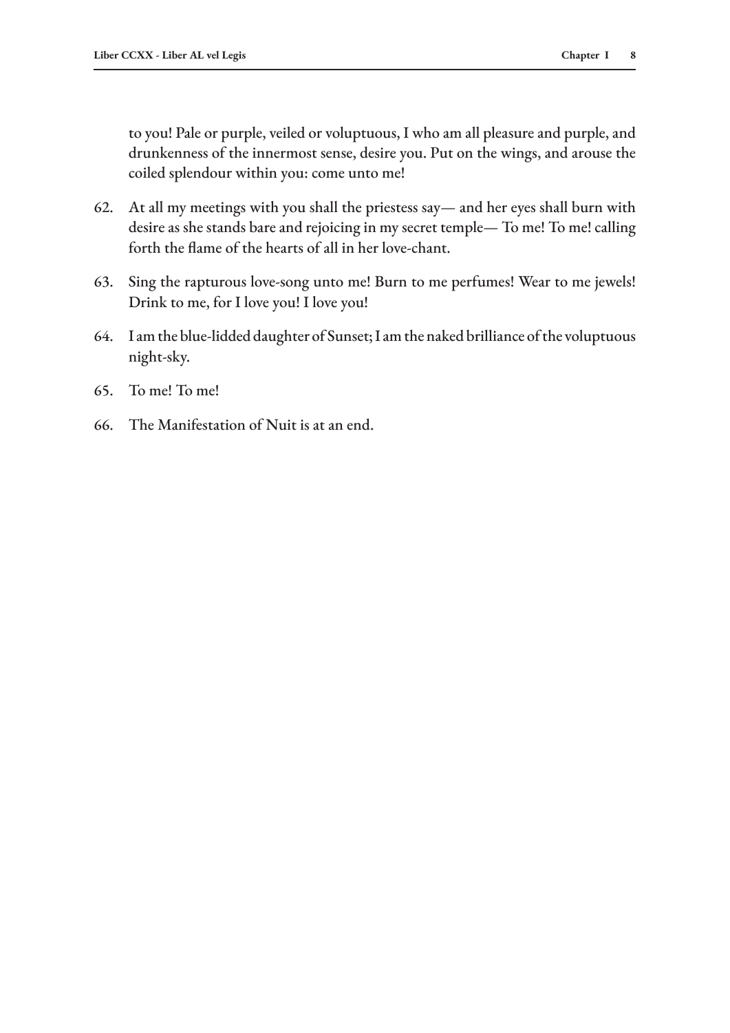to you! Pale or purple, veiled or voluptuous, I who am all pleasure and purple, and drunkenness of the innermost sense, desire you. Put on the wings, and arouse the coiled splendour within you: come unto me!

62. At all my meetings with you shall the priestess say— and her eyes shall burn with desire as she stands bare and rejoicing in my secret temple— To me! To me! calling forth the flame of the hearts of all in her love-chant.

63. Sing the rapturous love-song unto me! Burn to me perfumes! Wear to me jewels! Drink to me, for I love you! I love you!

64. I am the blue-lidded daughter of Sunset; I am the naked brilliance of the voluptuous night-sky.

65. To me! To me!

66. The Manifestation of Nuit is at an end.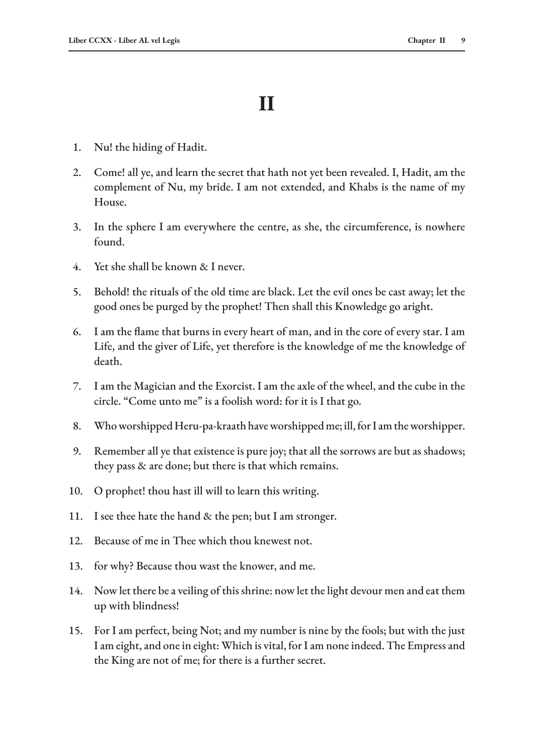# II

1. Nu! the hiding of Hadit.

2. Come! all ye, and learn the secret that hath not yet been revealed. I, Hadit, am the complement of Nu, my bride. I am not extended, and Khabs is the name of my House.

3. In the sphere I am everywhere the centre, as she, the circumference, is nowhere found.

4. Yet she shall be known & I never.

5. Behold! the rituals of the old time are black. Let the evil ones be cast away; let the good ones be purged by the prophet! Then shall this Knowledge go aright.

6. I am the flame that burns in every heart of man, and in the core of every star. I am Life, and the giver of Life, yet therefore is the knowledge of me the knowledge of death.

7. I am the Magician and the Exorcist. I am the axle of the wheel, and the cube in the circle. "Come unto me" is a foolish word: for it is I that go.

8. Who worshipped Heru-pa-kraath have worshipped me; ill, for I am the worshipper.

9. Remember all ye that existence is pure joy; that all the sorrows are but as shadows; they pass & are done; but there is that which remains.

10. O prophet! thou hast ill will to learn this writing.

11. I see thee hate the hand & the pen; but I am stronger.

12. Because of me in Thee which thou knewest not.

13. for why? Because thou wast the knower, and me.

14. Now let there be a veiling of this shrine: now let the light devour men and eat them up with blindness!

15. For I am perfect, being Not; and my number is nine by the fools; but with the just I am eight, and one in eight: Which is vital, for I am none indeed. The Empress and the King are not of me; for there is a further secret.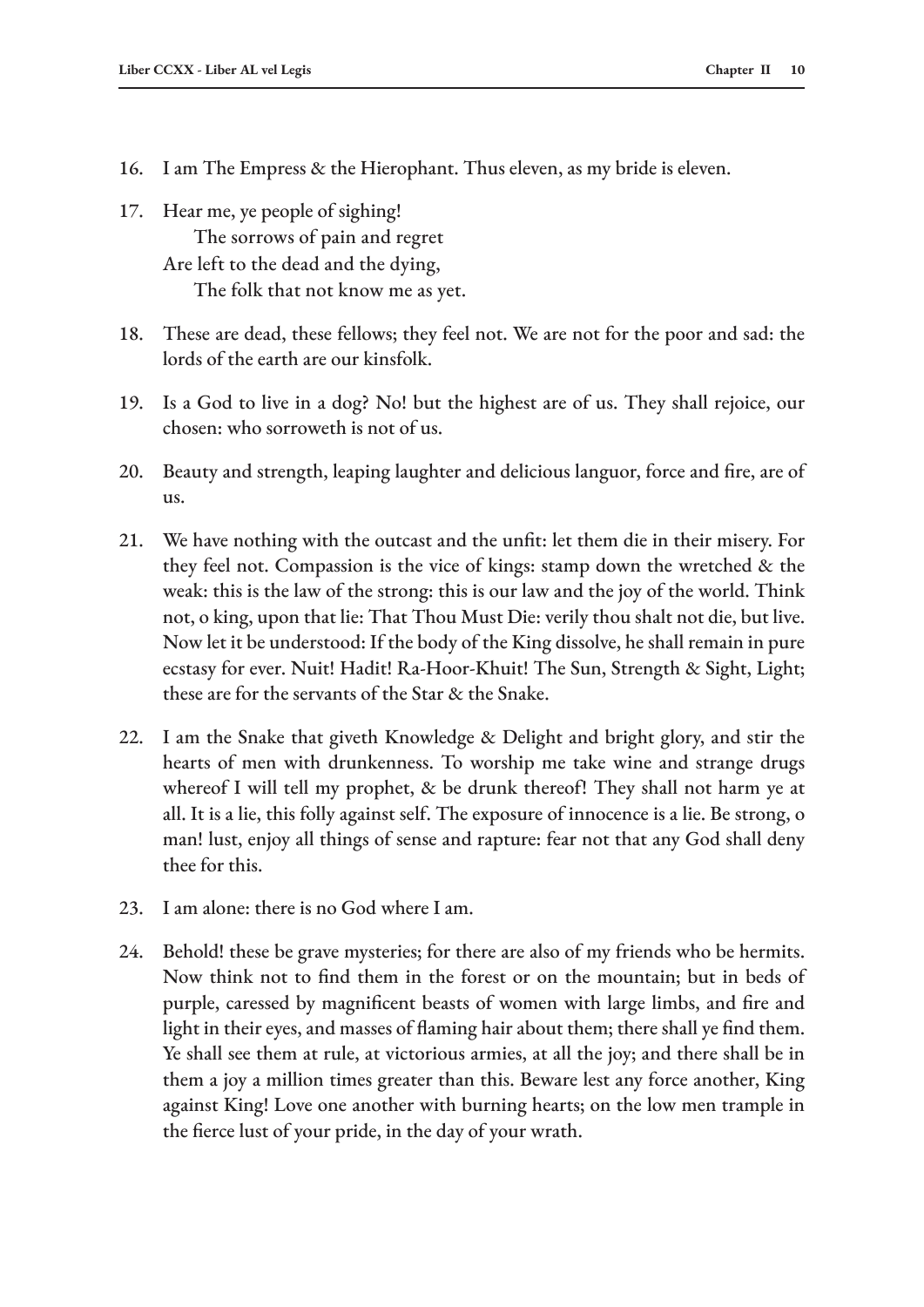16. I am The Empress & the Hierophant. Thus eleven, as my bride is eleven.

17. Hear me, ye people of sighing!
    The sorrows of pain and regret
    Are left to the dead and the dying,
    The folk that not know me as yet.

18. These are dead, these fellows; they feel not. We are not for the poor and sad: the lords of the earth are our kinsfolk.

19. Is a God to live in a dog? No! but the highest are of us. They shall rejoice, our chosen: who sorroweth is not of us.

20. Beauty and strength, leaping laughter and delicious languor, force and fire, are of us.

21. We have nothing with the outcast and the unfit: let them die in their misery. For they feel not. Compassion is the vice of kings: stamp down the wretched & the weak: this is the law of the strong: this is our law and the joy of the world. Think not, o king, upon that lie: That Thou Must Die: verily thou shalt not die, but live. Now let it be understood: If the body of the King dissolve, he shall remain in pure ecstasy for ever. Nuit! Hadit! Ra-Hoor-Khuit! The Sun, Strength & Sight, Light; these are for the servants of the Star & the Snake.

22. I am the Snake that giveth Knowledge & Delight and bright glory, and stir the hearts of men with drunkenness. To worship me take wine and strange drugs whereof I will tell my prophet, & be drunk thereof! They shall not harm ye at all. It is a lie, this folly against self. The exposure of innocence is a lie. Be strong, o man! lust, enjoy all things of sense and rapture: fear not that any God shall deny thee for this.

23. I am alone: there is no God where I am.

24. Behold! these be grave mysteries; for there are also of my friends who be hermits. Now think not to find them in the forest or on the mountain; but in beds of purple, caressed by magnificent beasts of women with large limbs, and fire and light in their eyes, and masses of flaming hair about them; there shall ye find them. Ye shall see them at rule, at victorious armies, at all the joy; and there shall be in them a joy a million times greater than this. Beware lest any force another, King against King! Love one another with burning hearts; on the low men trample in the fierce lust of your pride, in the day of your wrath.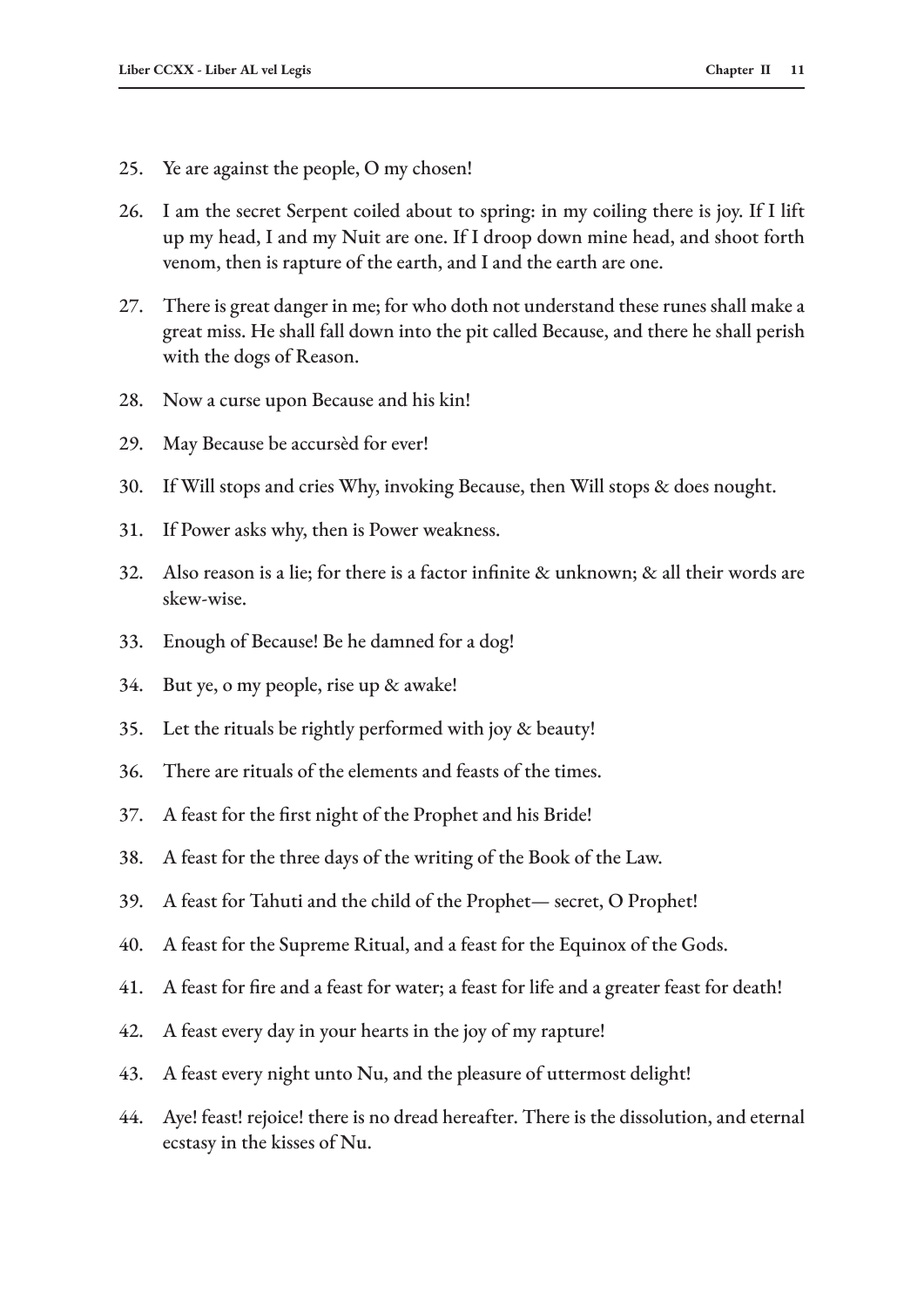25. Ye are against the people, O my chosen!

26. I am the secret Serpent coiled about to spring: in my coiling there is joy. If I lift up my head, I and my Nuit are one. If I droop down mine head, and shoot forth venom, then is rapture of the earth, and I and the earth are one.

27. There is great danger in me; for who doth not understand these runes shall make a great miss. He shall fall down into the pit called Because, and there he shall perish with the dogs of Reason.

28. Now a curse upon Because and his kin!

29. May Because be accursèd for ever!

30. If Will stops and cries Why, invoking Because, then Will stops & does nought.

31. If Power asks why, then is Power weakness.

32. Also reason is a lie; for there is a factor infinite & unknown; & all their words are skew-wise.

33. Enough of Because! Be he damned for a dog!

34. But ye, o my people, rise up & awake!

35. Let the rituals be rightly performed with joy & beauty!

36. There are rituals of the elements and feasts of the times.

37. A feast for the first night of the Prophet and his Bride!

38. A feast for the three days of the writing of the Book of the Law.

39. A feast for Tahuti and the child of the Prophet— secret, O Prophet!

40. A feast for the Supreme Ritual, and a feast for the Equinox of the Gods.

41. A feast for fire and a feast for water; a feast for life and a greater feast for death!

42. A feast every day in your hearts in the joy of my rapture!

43. A feast every night unto Nu, and the pleasure of uttermost delight!

44. Aye! feast! rejoice! there is no dread hereafter. There is the dissolution, and eternal ecstasy in the kisses of Nu.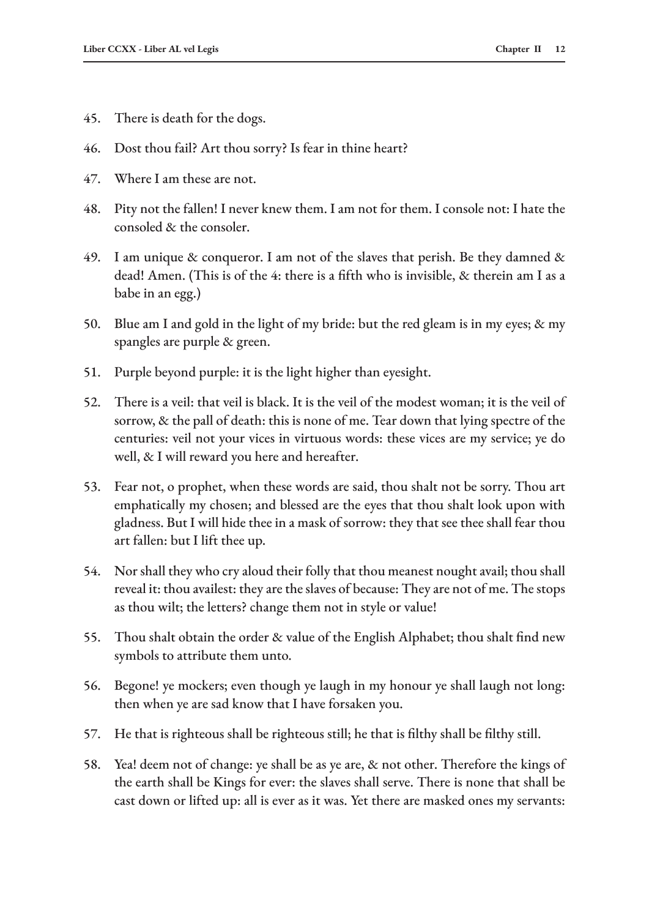45. There is death for the dogs.

46. Dost thou fail? Art thou sorry? Is fear in thine heart?

47. Where I am these are not.

48. Pity not the fallen! I never knew them. I am not for them. I console not: I hate the consoled & the consoler.

49. I am unique & conqueror. I am not of the slaves that perish. Be they damned & dead! Amen. (This is of the 4: there is a fifth who is invisible, & therein am I as a babe in an egg.)

50. Blue am I and gold in the light of my bride: but the red gleam is in my eyes; & my spangles are purple & green.

51. Purple beyond purple: it is the light higher than eyesight.

52. There is a veil: that veil is black. It is the veil of the modest woman; it is the veil of sorrow, & the pall of death: this is none of me. Tear down that lying spectre of the centuries: veil not your vices in virtuous words: these vices are my service; ye do well, & I will reward you here and hereafter.

53. Fear not, o prophet, when these words are said, thou shalt not be sorry. Thou art emphatically my chosen; and blessed are the eyes that thou shalt look upon with gladness. But I will hide thee in a mask of sorrow: they that see thee shall fear thou art fallen: but I lift thee up.

54. Nor shall they who cry aloud their folly that thou meanest nought avail; thou shall reveal it: thou availest: they are the slaves of because: They are not of me. The stops as thou wilt; the letters? change them not in style or value!

55. Thou shalt obtain the order & value of the English Alphabet; thou shalt find new symbols to attribute them unto.

56. Begone! ye mockers; even though ye laugh in my honour ye shall laugh not long: then when ye are sad know that I have forsaken you.

57. He that is righteous shall be righteous still; he that is filthy shall be filthy still.

58. Yea! deem not of change: ye shall be as ye are, & not other. Therefore the kings of the earth shall be Kings for ever: the slaves shall serve. There is none that shall be cast down or lifted up: all is ever as it was. Yet there are masked ones my servants: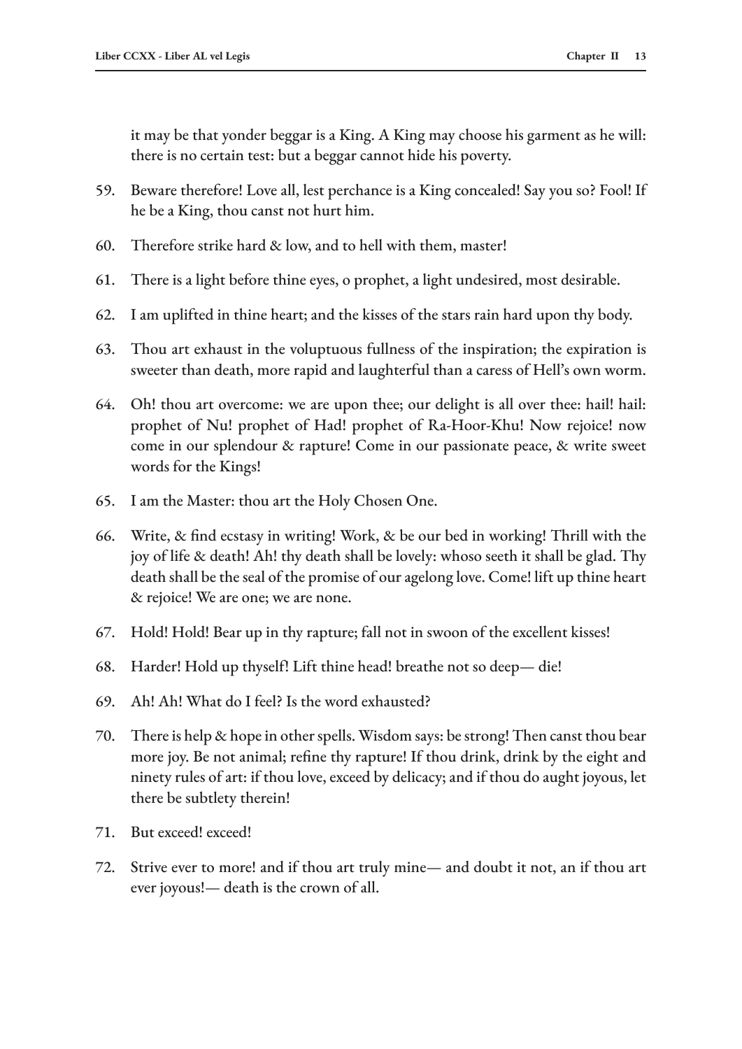it may be that yonder beggar is a King. A King may choose his garment as he will: there is no certain test: but a beggar cannot hide his poverty.

59. Beware therefore! Love all, lest perchance is a King concealed! Say you so? Fool! If he be a King, thou canst not hurt him.

60. Therefore strike hard & low, and to hell with them, master!

61. There is a light before thine eyes, o prophet, a light undesired, most desirable.

62. I am uplifted in thine heart; and the kisses of the stars rain hard upon thy body.

63. Thou art exhaust in the voluptuous fullness of the inspiration; the expiration is sweeter than death, more rapid and laughterful than a caress of Hell's own worm.

64. Oh! thou art overcome: we are upon thee; our delight is all over thee: hail! hail: prophet of Nu! prophet of Had! prophet of Ra-Hoor-Khu! Now rejoice! now come in our splendour & rapture! Come in our passionate peace, & write sweet words for the Kings!

65. I am the Master: thou art the Holy Chosen One.

66. Write, & find ecstasy in writing! Work, & be our bed in working! Thrill with the joy of life & death! Ah! thy death shall be lovely: whoso seeth it shall be glad. Thy death shall be the seal of the promise of our agelong love. Come! lift up thine heart & rejoice! We are one; we are none.

67. Hold! Hold! Bear up in thy rapture; fall not in swoon of the excellent kisses!

68. Harder! Hold up thyself! Lift thine head! breathe not so deep— die!

69. Ah! Ah! What do I feel? Is the word exhausted?

70. There is help & hope in other spells. Wisdom says: be strong! Then canst thou bear more joy. Be not animal; refine thy rapture! If thou drink, drink by the eight and ninety rules of art: if thou love, exceed by delicacy; and if thou do aught joyous, let there be subtlety therein!

71. But exceed! exceed!

72. Strive ever to more! and if thou art truly mine— and doubt it not, an if thou art ever joyous!— death is the crown of all.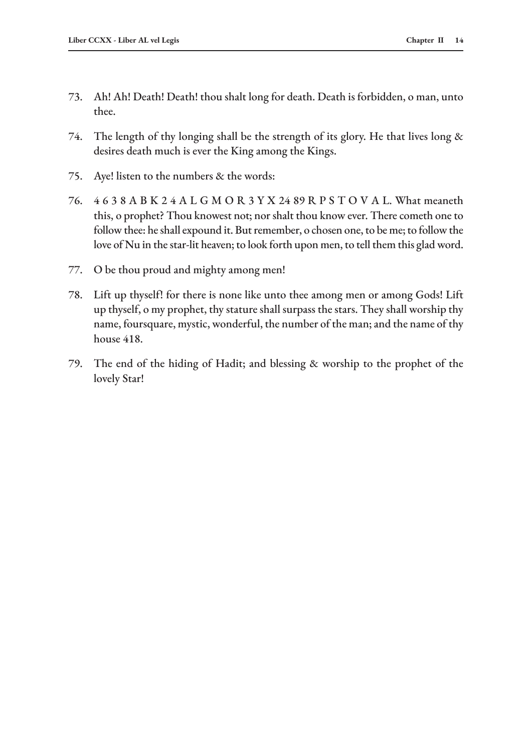73. Ah! Ah! Death! Death! thou shalt long for death. Death is forbidden, o man, unto thee.

74. The length of thy longing shall be the strength of its glory. He that lives long & desires death much is ever the King among the Kings.

75. Aye! listen to the numbers & the words:

76. 4 6 3 8 A B K 2 4 A L G M O R 3 Y X 24 89 R P S T O V A L. What meaneth this, o prophet? Thou knowest not; nor shalt thou know ever. There cometh one to follow thee: he shall expound it. But remember, o chosen one, to be me; to follow the love of Nu in the star-lit heaven; to look forth upon men, to tell them this glad word.

77. O be thou proud and mighty among men!

78. Lift up thyself! for there is none like unto thee among men or among Gods! Lift up thyself, o my prophet, thy stature shall surpass the stars. They shall worship thy name, foursquare, mystic, wonderful, the number of the man; and the name of thy house 418.

79. The end of the hiding of Hadit; and blessing & worship to the prophet of the lovely Star!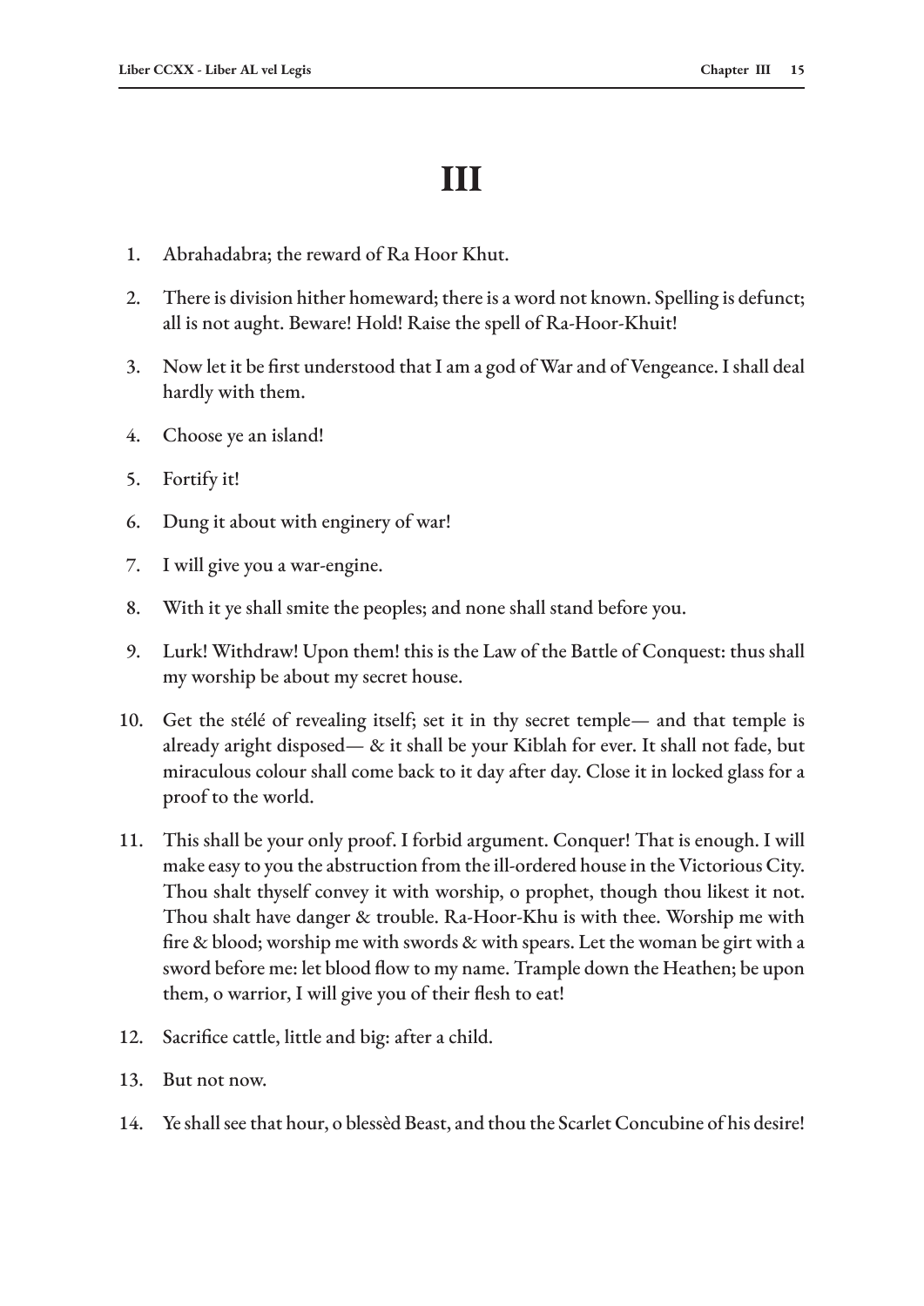# III

1. Abrahadabra; the reward of Ra Hoor Khut.
2. There is division hither homeward; there is a word not known. Spelling is defunct; all is not aught. Beware! Hold! Raise the spell of Ra-Hoor-Khuit!
3. Now let it be first understood that I am a god of War and of Vengeance. I shall deal hardly with them.
4. Choose ye an island!
5. Fortify it!
6. Dung it about with enginery of war!
7. I will give you a war-engine.
8. With it ye shall smite the peoples; and none shall stand before you.
9. Lurk! Withdraw! Upon them! this is the Law of the Battle of Conquest: thus shall my worship be about my secret house.
10. Get the stélé of revealing itself; set it in thy secret temple— and that temple is already aright disposed— & it shall be your Kiblah for ever. It shall not fade, but miraculous colour shall come back to it day after day. Close it in locked glass for a proof to the world.
11. This shall be your only proof. I forbid argument. Conquer! That is enough. I will make easy to you the abstruction from the ill-ordered house in the Victorious City. Thou shalt thyself convey it with worship, o prophet, though thou likest it not. Thou shalt have danger & trouble. Ra-Hoor-Khu is with thee. Worship me with fire & blood; worship me with swords & with spears. Let the woman be girt with a sword before me: let blood flow to my name. Trample down the Heathen; be upon them, o warrior, I will give you of their flesh to eat!
12. Sacrifice cattle, little and big: after a child.
13. But not now.
14. Ye shall see that hour, o blessèd Beast, and thou the Scarlet Concubine of his desire!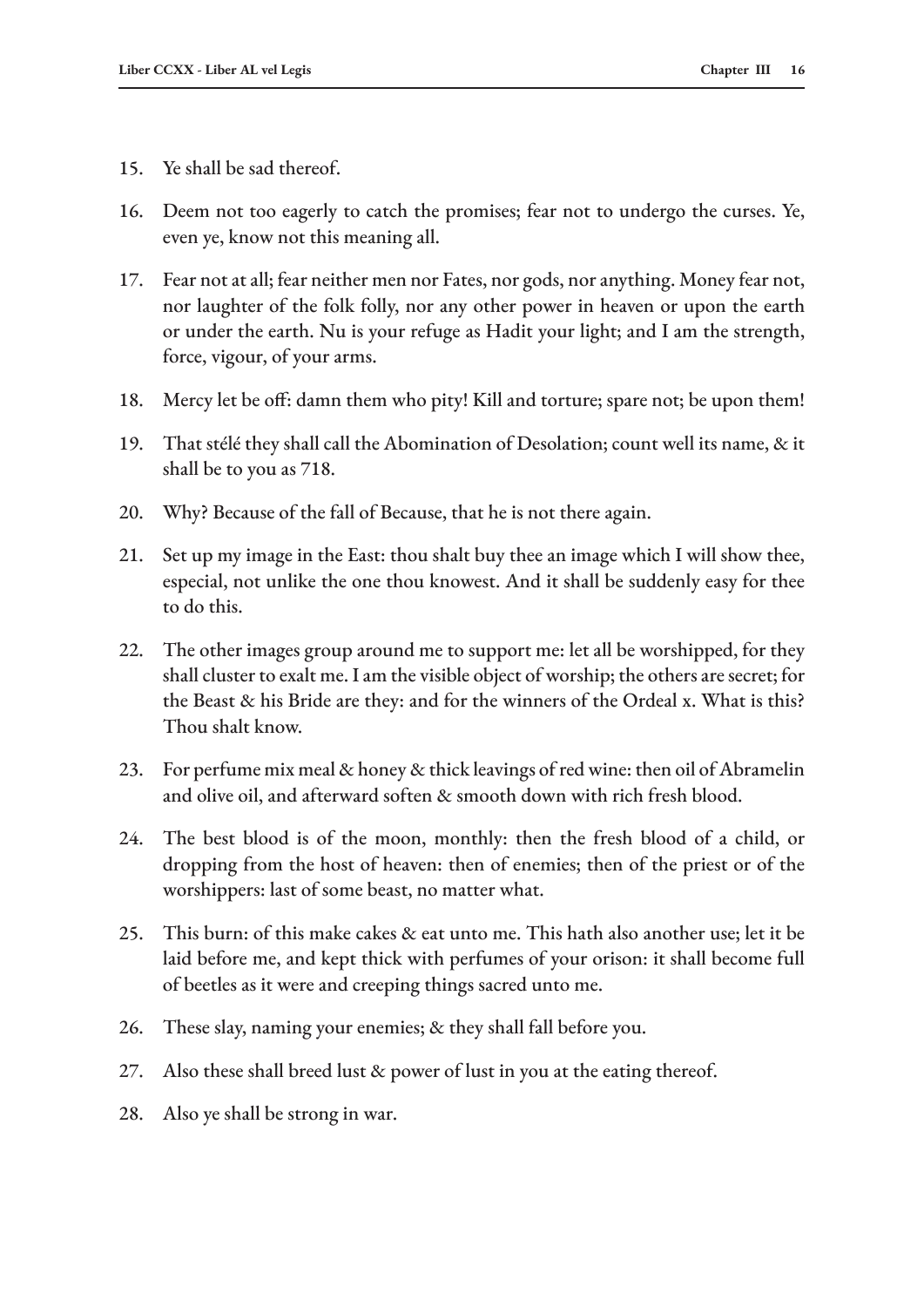15. Ye shall be sad thereof.

16. Deem not too eagerly to catch the promises; fear not to undergo the curses. Ye, even ye, know not this meaning all.

17. Fear not at all; fear neither men nor Fates, nor gods, nor anything. Money fear not, nor laughter of the folk folly, nor any other power in heaven or upon the earth or under the earth. Nu is your refuge as Hadit your light; and I am the strength, force, vigour, of your arms.

18. Mercy let be off: damn them who pity! Kill and torture; spare not; be upon them!

19. That stélé they shall call the Abomination of Desolation; count well its name, & it shall be to you as 718.

20. Why? Because of the fall of Because, that he is not there again.

21. Set up my image in the East: thou shalt buy thee an image which I will show thee, especial, not unlike the one thou knowest. And it shall be suddenly easy for thee to do this.

22. The other images group around me to support me: let all be worshipped, for they shall cluster to exalt me. I am the visible object of worship; the others are secret; for the Beast & his Bride are they: and for the winners of the Ordeal x. What is this? Thou shalt know.

23. For perfume mix meal & honey & thick leavings of red wine: then oil of Abramelin and olive oil, and afterward soften & smooth down with rich fresh blood.

24. The best blood is of the moon, monthly: then the fresh blood of a child, or dropping from the host of heaven: then of enemies; then of the priest or of the worshippers: last of some beast, no matter what.

25. This burn: of this make cakes & eat unto me. This hath also another use; let it be laid before me, and kept thick with perfumes of your orison: it shall become full of beetles as it were and creeping things sacred unto me.

26. These slay, naming your enemies; & they shall fall before you.

27. Also these shall breed lust & power of lust in you at the eating thereof.

28. Also ye shall be strong in war.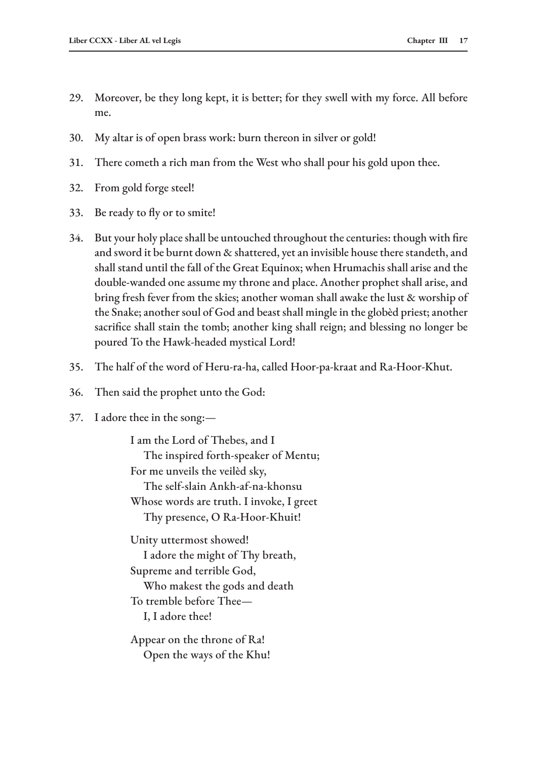29. Moreover, be they long kept, it is better; for they swell with my force. All before me.

30. My altar is of open brass work: burn thereon in silver or gold!

31. There cometh a rich man from the West who shall pour his gold upon thee.

32. From gold forge steel!

33. Be ready to fly or to smite!

34. But your holy place shall be untouched throughout the centuries: though with fire and sword it be burnt down & shattered, yet an invisible house there standeth, and shall stand until the fall of the Great Equinox; when Hrumachis shall arise and the double-wanded one assume my throne and place. Another prophet shall arise, and bring fresh fever from the skies; another woman shall awake the lust & worship of the Snake; another soul of God and beast shall mingle in the globèd priest; another sacrifice shall stain the tomb; another king shall reign; and blessing no longer be poured To the Hawk-headed mystical Lord!

35. The half of the word of Heru-ra-ha, called Hoor-pa-kraat and Ra-Hoor-Khut.

36. Then said the prophet unto the God:

37. I adore thee in the song:—

> I am the Lord of Thebes, and I
> &nbsp;&nbsp;&nbsp;The inspired forth-speaker of Mentu;
> For me unveils the veilèd sky,
> &nbsp;&nbsp;&nbsp;The self-slain Ankh-af-na-khonsu
> Whose words are truth. I invoke, I greet
> &nbsp;&nbsp;&nbsp;Thy presence, O Ra-Hoor-Khuit!
>
> Unity uttermost showed!
> &nbsp;&nbsp;&nbsp;I adore the might of Thy breath,
> Supreme and terrible God,
> &nbsp;&nbsp;&nbsp;Who makest the gods and death
> To tremble before Thee—
> &nbsp;&nbsp;&nbsp;I, I adore thee!
>
> Appear on the throne of Ra!
> &nbsp;&nbsp;&nbsp;Open the ways of the Khu!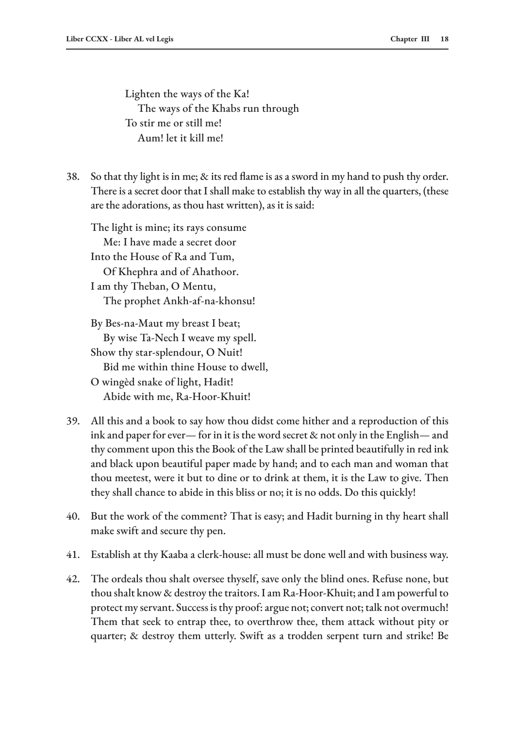Lighten the ways of the Ka!  
&nbsp;&nbsp;&nbsp;&nbsp;The ways of the Khabs run through  
To stir me or still me!  
&nbsp;&nbsp;&nbsp;&nbsp;Aum! let it kill me!

38. So that thy light is in me; & its red flame is as a sword in my hand to push thy order. There is a secret door that I shall make to establish thy way in all the quarters, (these are the adorations, as thou hast written), as it is said:

    The light is mine; its rays consume  
    &nbsp;&nbsp;&nbsp;&nbsp;Me: I have made a secret door  
    Into the House of Ra and Tum,  
    &nbsp;&nbsp;&nbsp;&nbsp;Of Khephra and of Ahathoor.  
    I am thy Theban, O Mentu,  
    &nbsp;&nbsp;&nbsp;&nbsp;The prophet Ankh-af-na-khonsu!

    By Bes-na-Maut my breast I beat;  
    &nbsp;&nbsp;&nbsp;&nbsp;By wise Ta-Nech I weave my spell.  
    Show thy star-splendour, O Nuit!  
    &nbsp;&nbsp;&nbsp;&nbsp;Bid me within thine House to dwell,  
    O wingèd snake of light, Hadit!  
    &nbsp;&nbsp;&nbsp;&nbsp;Abide with me, Ra-Hoor-Khuit!

39. All this and a book to say how thou didst come hither and a reproduction of this ink and paper for ever— for in it is the word secret & not only in the English— and thy comment upon this the Book of the Law shall be printed beautifully in red ink and black upon beautiful paper made by hand; and to each man and woman that thou meetest, were it but to dine or to drink at them, it is the Law to give. Then they shall chance to abide in this bliss or no; it is no odds. Do this quickly!

40. But the work of the comment? That is easy; and Hadit burning in thy heart shall make swift and secure thy pen.

41. Establish at thy Kaaba a clerk-house: all must be done well and with business way.

42. The ordeals thou shalt oversee thyself, save only the blind ones. Refuse none, but thou shalt know & destroy the traitors. I am Ra-Hoor-Khuit; and I am powerful to protect my servant. Success is thy proof: argue not; convert not; talk not overmuch! Them that seek to entrap thee, to overthrow thee, them attack without pity or quarter; & destroy them utterly. Swift as a trodden serpent turn and strike! Be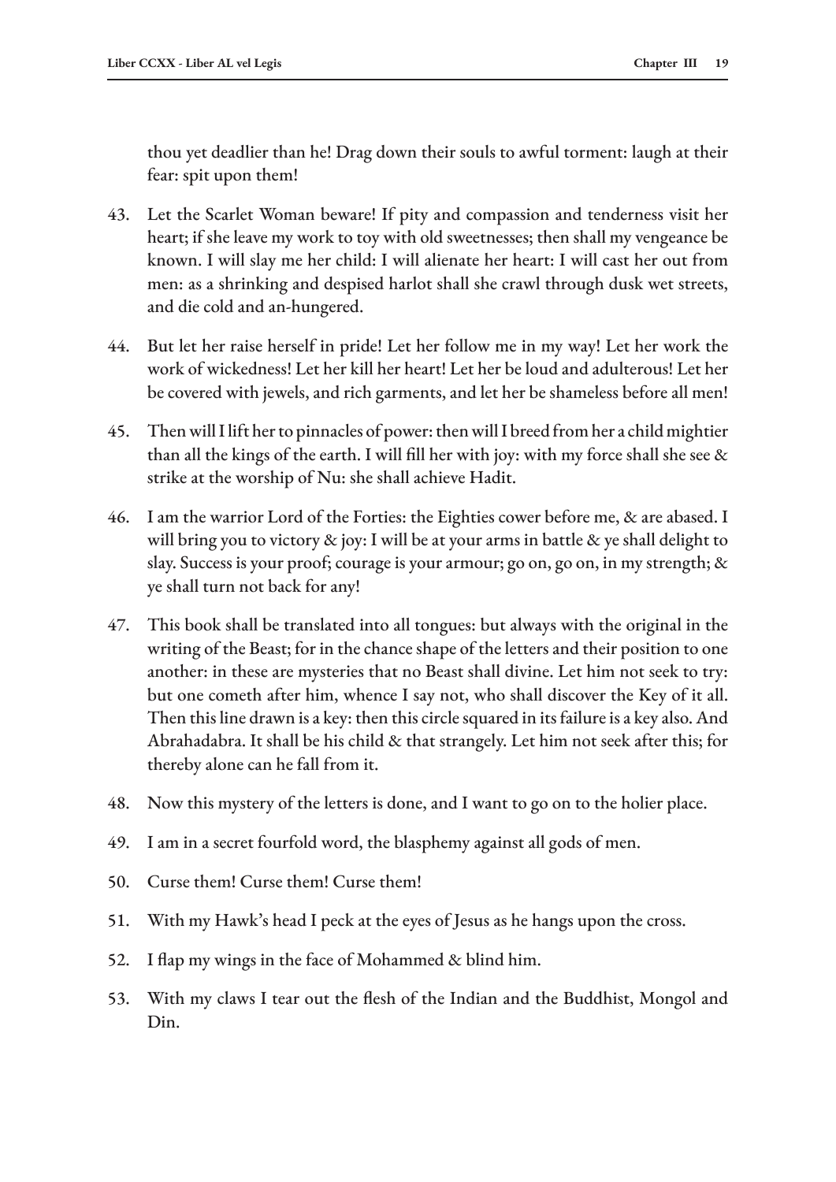thou yet deadlier than he! Drag down their souls to awful torment: laugh at their fear: spit upon them!

43. Let the Scarlet Woman beware! If pity and compassion and tenderness visit her heart; if she leave my work to toy with old sweetnesses; then shall my vengeance be known. I will slay me her child: I will alienate her heart: I will cast her out from men: as a shrinking and despised harlot shall she crawl through dusk wet streets, and die cold and an-hungered.

44. But let her raise herself in pride! Let her follow me in my way! Let her work the work of wickedness! Let her kill her heart! Let her be loud and adulterous! Let her be covered with jewels, and rich garments, and let her be shameless before all men!

45. Then will I lift her to pinnacles of power: then will I breed from her a child mightier than all the kings of the earth. I will fill her with joy: with my force shall she see & strike at the worship of Nu: she shall achieve Hadit.

46. I am the warrior Lord of the Forties: the Eighties cower before me, & are abased. I will bring you to victory & joy: I will be at your arms in battle & ye shall delight to slay. Success is your proof; courage is your armour; go on, go on, in my strength; & ye shall turn not back for any!

47. This book shall be translated into all tongues: but always with the original in the writing of the Beast; for in the chance shape of the letters and their position to one another: in these are mysteries that no Beast shall divine. Let him not seek to try: but one cometh after him, whence I say not, who shall discover the Key of it all. Then this line drawn is a key: then this circle squared in its failure is a key also. And Abrahadabra. It shall be his child & that strangely. Let him not seek after this; for thereby alone can he fall from it.

48. Now this mystery of the letters is done, and I want to go on to the holier place.

49. I am in a secret fourfold word, the blasphemy against all gods of men.

50. Curse them! Curse them! Curse them!

51. With my Hawk's head I peck at the eyes of Jesus as he hangs upon the cross.

52. I flap my wings in the face of Mohammed & blind him.

53. With my claws I tear out the flesh of the Indian and the Buddhist, Mongol and Din.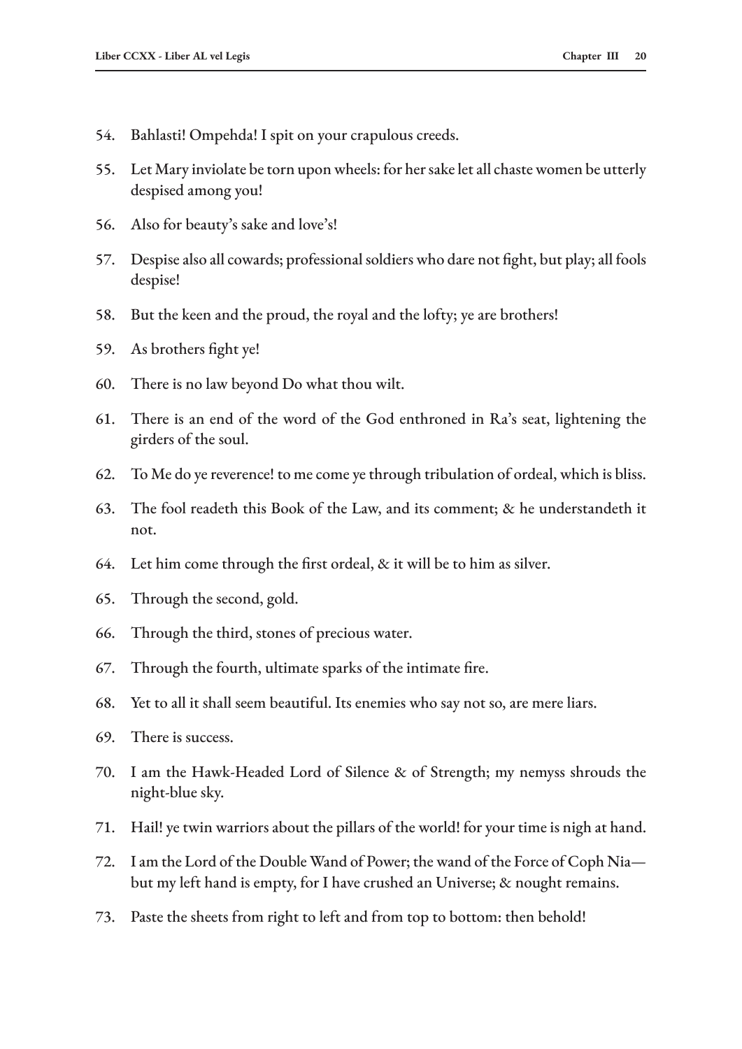54. Bahlasti! Ompehda! I spit on your crapulous creeds.

55. Let Mary inviolate be torn upon wheels: for her sake let all chaste women be utterly despised among you!

56. Also for beauty's sake and love's!

57. Despise also all cowards; professional soldiers who dare not fight, but play; all fools despise!

58. But the keen and the proud, the royal and the lofty; ye are brothers!

59. As brothers fight ye!

60. There is no law beyond Do what thou wilt.

61. There is an end of the word of the God enthroned in Ra's seat, lightening the girders of the soul.

62. To Me do ye reverence! to me come ye through tribulation of ordeal, which is bliss.

63. The fool readeth this Book of the Law, and its comment; & he understandeth it not.

64. Let him come through the first ordeal, & it will be to him as silver.

65. Through the second, gold.

66. Through the third, stones of precious water.

67. Through the fourth, ultimate sparks of the intimate fire.

68. Yet to all it shall seem beautiful. Its enemies who say not so, are mere liars.

69. There is success.

70. I am the Hawk-Headed Lord of Silence & of Strength; my nemyss shrouds the night-blue sky.

71. Hail! ye twin warriors about the pillars of the world! for your time is nigh at hand.

72. I am the Lord of the Double Wand of Power; the wand of the Force of Coph Nia—but my left hand is empty, for I have crushed an Universe; & nought remains.

73. Paste the sheets from right to left and from top to bottom: then behold!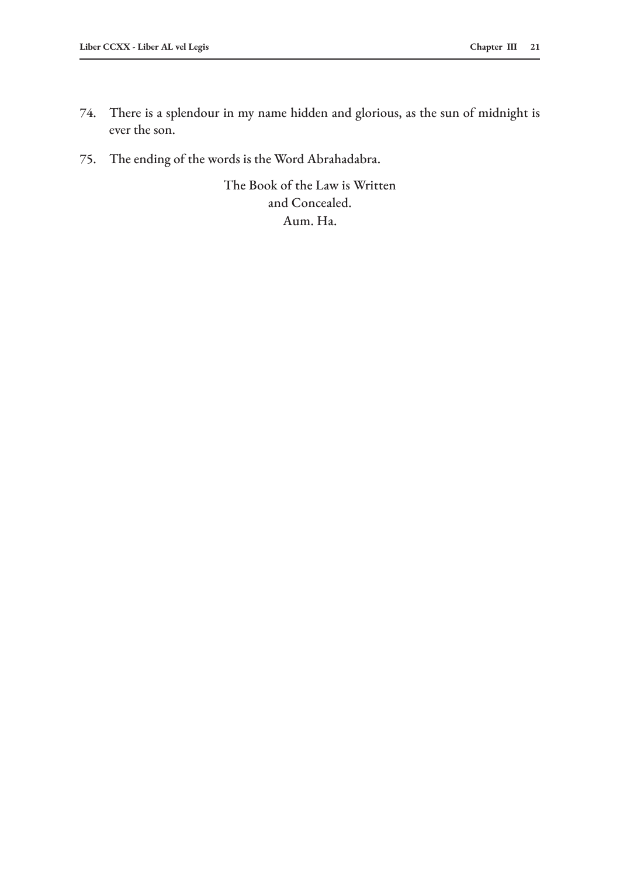74. There is a splendour in my name hidden and glorious, as the sun of midnight is ever the son.

75. The ending of the words is the Word Abrahadabra.

The Book of the Law is Written  
and Concealed.  
Aum. Ha.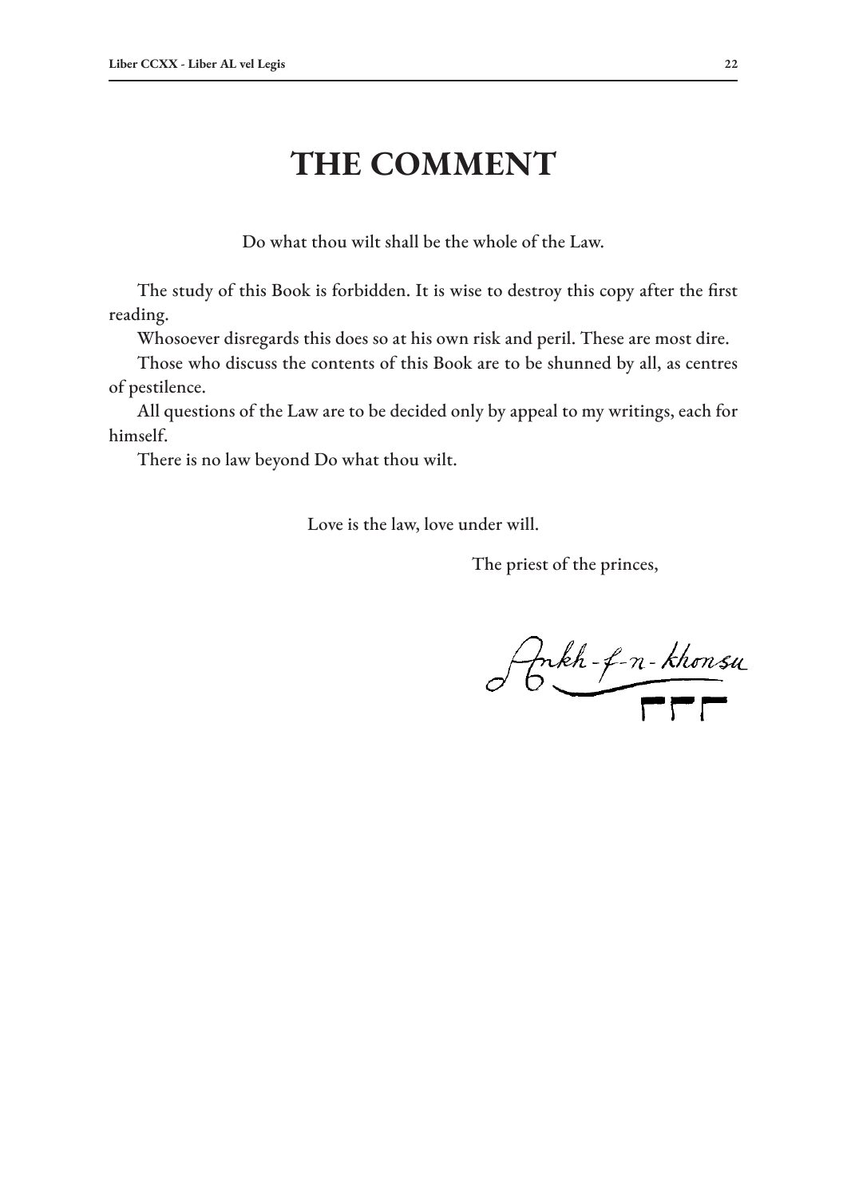# THE COMMENT

Do what thou wilt shall be the whole of the Law.

The study of this Book is forbidden. It is wise to destroy this copy after the first reading.

Whosoever disregards this does so at his own risk and peril. These are most dire.

Those who discuss the contents of this Book are to be shunned by all, as centres of pestilence.

All questions of the Law are to be decided only by appeal to my writings, each for himself.

There is no law beyond Do what thou wilt.

Love is the law, love under will.

The priest of the princes,

Ankh-f-n-khonsu